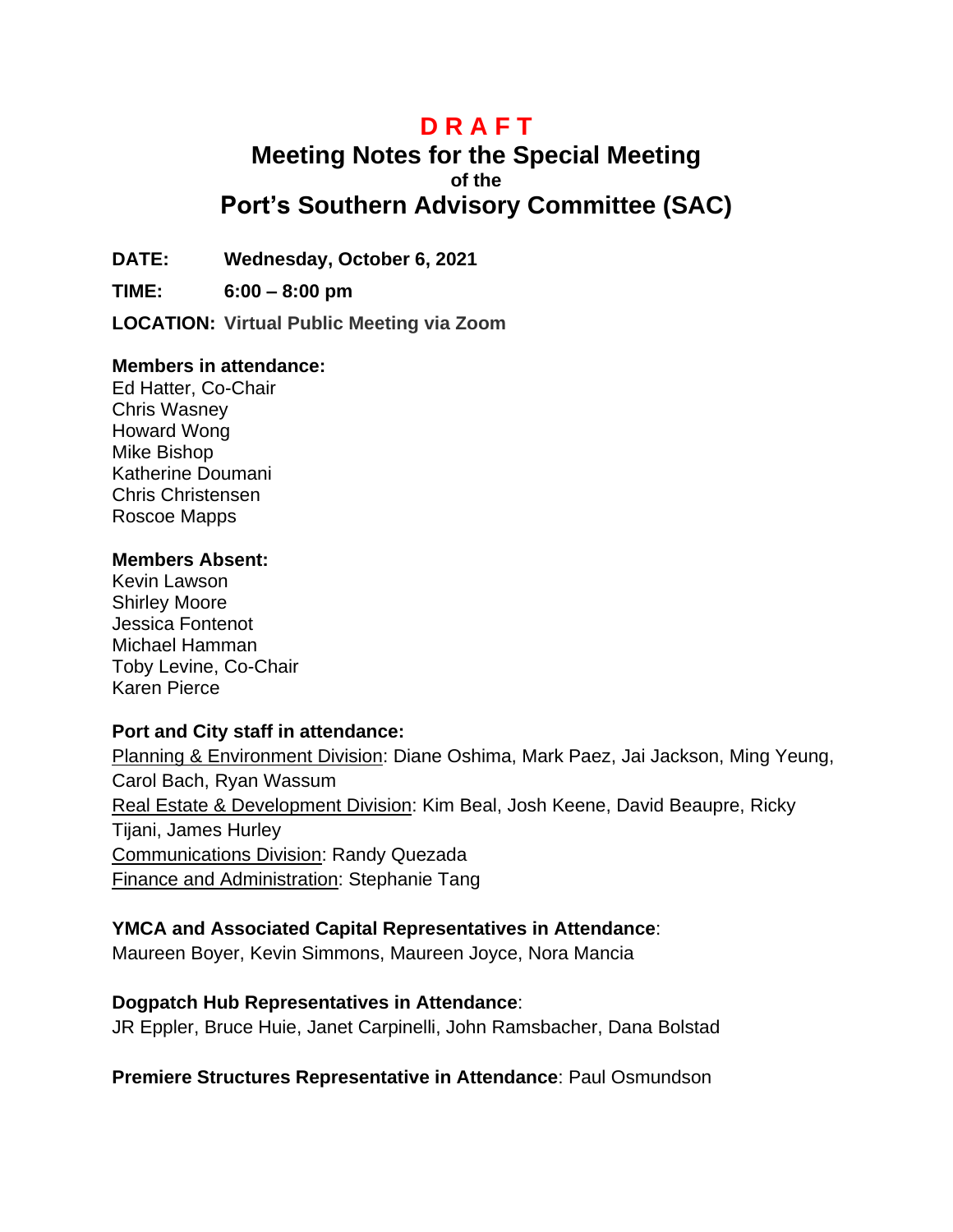# DRAFT

## Meeting Notes for the Special Meeting
### of the
## Port's Southern Advisory Committee (SAC)

**DATE:** **Wednesday, October 6, 2021**

**TIME:** **6:00 – 8:00 pm**

**LOCATION:** **Virtual Public Meeting via Zoom**

**Members in attendance:**
Ed Hatter, Co-Chair
Chris Wasney
Howard Wong
Mike Bishop
Katherine Doumani
Chris Christensen
Roscoe Mapps

**Members Absent:**
Kevin Lawson
Shirley Moore
Jessica Fontenot
Michael Hamman
Toby Levine, Co-Chair
Karen Pierce

**Port and City staff in attendance:**
Planning & Environment Division: Diane Oshima, Mark Paez, Jai Jackson, Ming Yeung, Carol Bach, Ryan Wassum
Real Estate & Development Division: Kim Beal, Josh Keene, David Beaupre, Ricky Tijani, James Hurley
Communications Division: Randy Quezada
Finance and Administration: Stephanie Tang

**YMCA and Associated Capital Representatives in Attendance**:
Maureen Boyer, Kevin Simmons, Maureen Joyce, Nora Mancia

**Dogpatch Hub Representatives in Attendance**:
JR Eppler, Bruce Huie, Janet Carpinelli, John Ramsbacher, Dana Bolstad

**Premiere Structures Representative in Attendance**: Paul Osmundson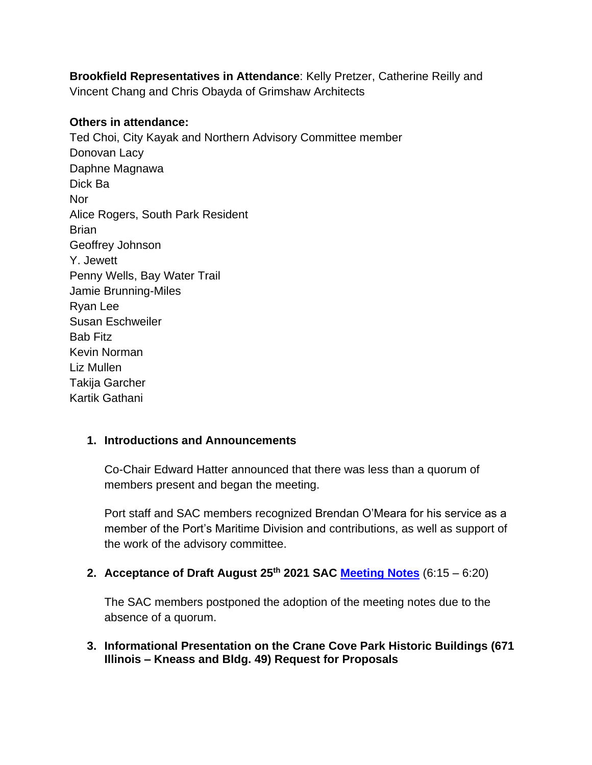**Brookfield Representatives in Attendance**: Kelly Pretzer, Catherine Reilly and Vincent Chang and Chris Obayda of Grimshaw Architects

**Others in attendance:**
Ted Choi, City Kayak and Northern Advisory Committee member
Donovan Lacy
Daphne Magnawa
Dick Ba
Nor
Alice Rogers, South Park Resident
Brian
Geoffrey Johnson
Y. Jewett
Penny Wells, Bay Water Trail
Jamie Brunning-Miles
Ryan Lee
Susan Eschweiler
Bab Fitz
Kevin Norman
Liz Mullen
Takija Garcher
Kartik Gathani

1. **Introductions and Announcements**

   Co-Chair Edward Hatter announced that there was less than a quorum of members present and began the meeting.

   Port staff and SAC members recognized Brendan O'Meara for his service as a member of the Port's Maritime Division and contributions, as well as support of the work of the advisory committee.

2. **Acceptance of Draft August 25th 2021 SAC Meeting Notes** (6:15 – 6:20)

   The SAC members postponed the adoption of the meeting notes due to the absence of a quorum.

3. **Informational Presentation on the Crane Cove Park Historic Buildings (671 Illinois – Kneass and Bldg. 49) Request for Proposals**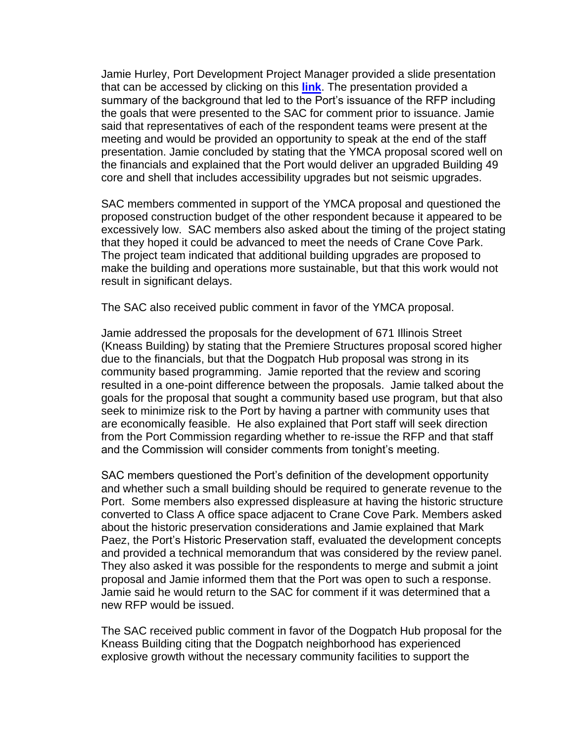Jamie Hurley, Port Development Project Manager provided a slide presentation that can be accessed by clicking on this **link**. The presentation provided a summary of the background that led to the Port's issuance of the RFP including the goals that were presented to the SAC for comment prior to issuance. Jamie said that representatives of each of the respondent teams were present at the meeting and would be provided an opportunity to speak at the end of the staff presentation. Jamie concluded by stating that the YMCA proposal scored well on the financials and explained that the Port would deliver an upgraded Building 49 core and shell that includes accessibility upgrades but not seismic upgrades.

SAC members commented in support of the YMCA proposal and questioned the proposed construction budget of the other respondent because it appeared to be excessively low. SAC members also asked about the timing of the project stating that they hoped it could be advanced to meet the needs of Crane Cove Park. The project team indicated that additional building upgrades are proposed to make the building and operations more sustainable, but that this work would not result in significant delays.

The SAC also received public comment in favor of the YMCA proposal.

Jamie addressed the proposals for the development of 671 Illinois Street (Kneass Building) by stating that the Premiere Structures proposal scored higher due to the financials, but that the Dogpatch Hub proposal was strong in its community based programming. Jamie reported that the review and scoring resulted in a one-point difference between the proposals. Jamie talked about the goals for the proposal that sought a community based use program, but that also seek to minimize risk to the Port by having a partner with community uses that are economically feasible. He also explained that Port staff will seek direction from the Port Commission regarding whether to re-issue the RFP and that staff and the Commission will consider comments from tonight's meeting.

SAC members questioned the Port's definition of the development opportunity and whether such a small building should be required to generate revenue to the Port. Some members also expressed displeasure at having the historic structure converted to Class A office space adjacent to Crane Cove Park. Members asked about the historic preservation considerations and Jamie explained that Mark Paez, the Port's Historic Preservation staff, evaluated the development concepts and provided a technical memorandum that was considered by the review panel. They also asked it was possible for the respondents to merge and submit a joint proposal and Jamie informed them that the Port was open to such a response. Jamie said he would return to the SAC for comment if it was determined that a new RFP would be issued.

The SAC received public comment in favor of the Dogpatch Hub proposal for the Kneass Building citing that the Dogpatch neighborhood has experienced explosive growth without the necessary community facilities to support the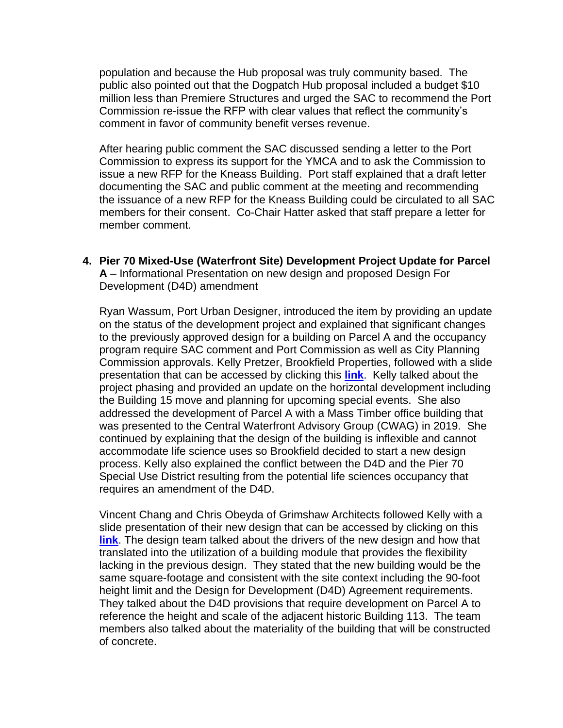population and because the Hub proposal was truly community based. The public also pointed out that the Dogpatch Hub proposal included a budget $10 million less than Premiere Structures and urged the SAC to recommend the Port Commission re-issue the RFP with clear values that reflect the community's comment in favor of community benefit verses revenue.

After hearing public comment the SAC discussed sending a letter to the Port Commission to express its support for the YMCA and to ask the Commission to issue a new RFP for the Kneass Building. Port staff explained that a draft letter documenting the SAC and public comment at the meeting and recommending the issuance of a new RFP for the Kneass Building could be circulated to all SAC members for their consent. Co-Chair Hatter asked that staff prepare a letter for member comment.

4. **Pier 70 Mixed-Use (Waterfront Site) Development Project Update for Parcel A** – Informational Presentation on new design and proposed Design For Development (D4D) amendment

   Ryan Wassum, Port Urban Designer, introduced the item by providing an update on the status of the development project and explained that significant changes to the previously approved design for a building on Parcel A and the occupancy program require SAC comment and Port Commission as well as City Planning Commission approvals. Kelly Pretzer, Brookfield Properties, followed with a slide presentation that can be accessed by clicking this **link**. Kelly talked about the project phasing and provided an update on the horizontal development including the Building 15 move and planning for upcoming special events. She also addressed the development of Parcel A with a Mass Timber office building that was presented to the Central Waterfront Advisory Group (CWAG) in 2019. She continued by explaining that the design of the building is inflexible and cannot accommodate life science uses so Brookfield decided to start a new design process. Kelly also explained the conflict between the D4D and the Pier 70 Special Use District resulting from the potential life sciences occupancy that requires an amendment of the D4D.

   Vincent Chang and Chris Obeyda of Grimshaw Architects followed Kelly with a slide presentation of their new design that can be accessed by clicking on this **link**. The design team talked about the drivers of the new design and how that translated into the utilization of a building module that provides the flexibility lacking in the previous design. They stated that the new building would be the same square-footage and consistent with the site context including the 90-foot height limit and the Design for Development (D4D) Agreement requirements. They talked about the D4D provisions that require development on Parcel A to reference the height and scale of the adjacent historic Building 113. The team members also talked about the materiality of the building that will be constructed of concrete.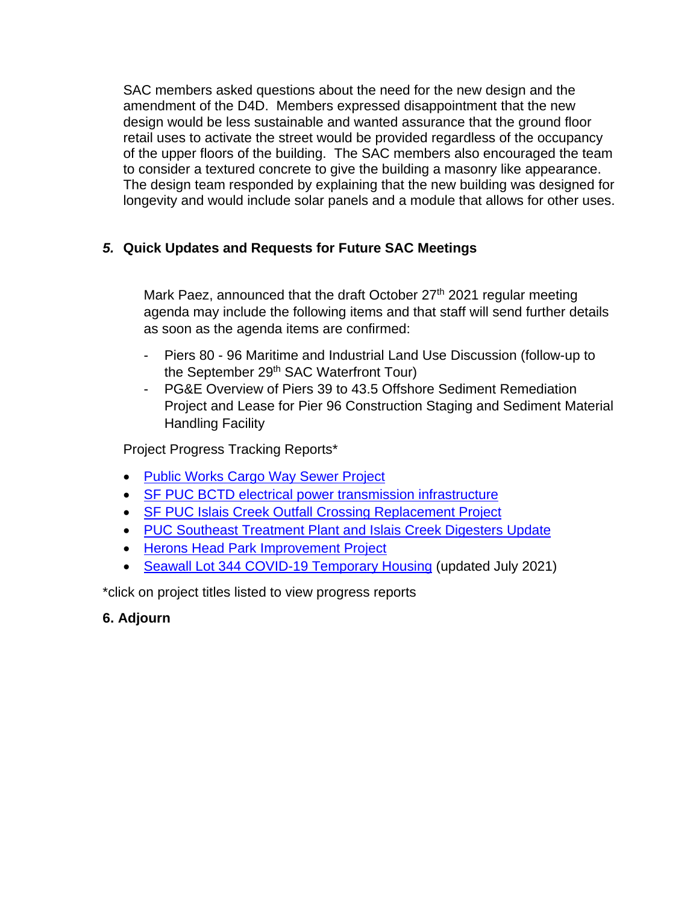SAC members asked questions about the need for the new design and the amendment of the D4D. Members expressed disappointment that the new design would be less sustainable and wanted assurance that the ground floor retail uses to activate the street would be provided regardless of the occupancy of the upper floors of the building. The SAC members also encouraged the team to consider a textured concrete to give the building a masonry like appearance. The design team responded by explaining that the new building was designed for longevity and would include solar panels and a module that allows for other uses.

### *5.* Quick Updates and Requests for Future SAC Meetings

Mark Paez, announced that the draft October 27th 2021 regular meeting agenda may include the following items and that staff will send further details as soon as the agenda items are confirmed:

- Piers 80 - 96 Maritime and Industrial Land Use Discussion (follow-up to the September 29th SAC Waterfront Tour)
- PG&E Overview of Piers 39 to 43.5 Offshore Sediment Remediation Project and Lease for Pier 96 Construction Staging and Sediment Material Handling Facility

Project Progress Tracking Reports*

- Public Works Cargo Way Sewer Project
- SF PUC BCTD electrical power transmission infrastructure
- SF PUC Islais Creek Outfall Crossing Replacement Project
- PUC Southeast Treatment Plant and Islais Creek Digesters Update
- Herons Head Park Improvement Project
- Seawall Lot 344 COVID-19 Temporary Housing (updated July 2021)

*click on project titles listed to view progress reports

### 6. Adjourn